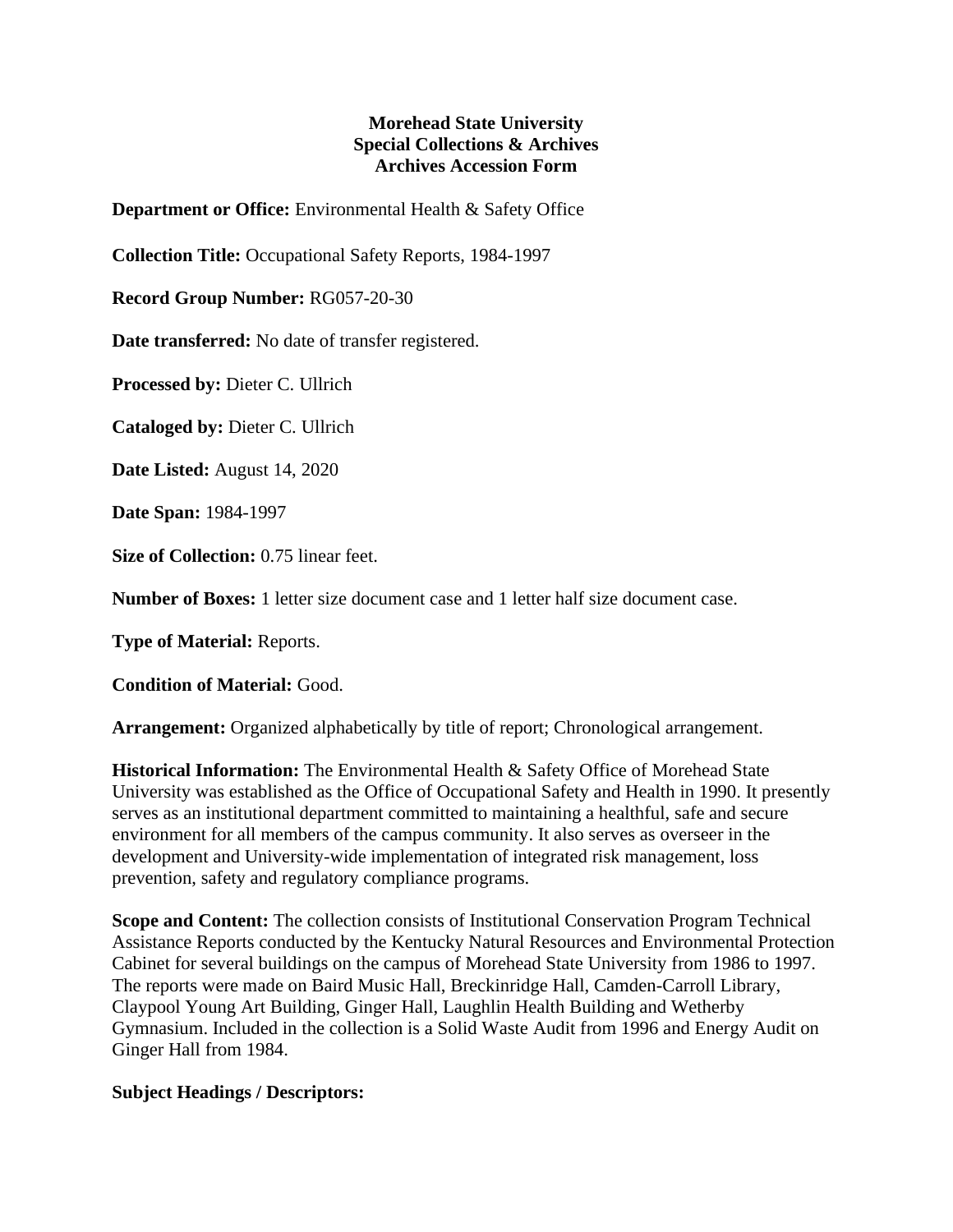**Morehead State University**
**Special Collections & Archives**
**Archives Accession Form**

**Department or Office:** Environmental Health & Safety Office

**Collection Title:** Occupational Safety Reports, 1984-1997

**Record Group Number:** RG057-20-30

**Date transferred:** No date of transfer registered.

**Processed by:** Dieter C. Ullrich

**Cataloged by:** Dieter C. Ullrich

**Date Listed:** August 14, 2020

**Date Span:** 1984-1997

**Size of Collection:** 0.75 linear feet.

**Number of Boxes:** 1 letter size document case and 1 letter half size document case.

**Type of Material:** Reports.

**Condition of Material:** Good.

**Arrangement:** Organized alphabetically by title of report; Chronological arrangement.

**Historical Information:** The Environmental Health & Safety Office of Morehead State University was established as the Office of Occupational Safety and Health in 1990. It presently serves as an institutional department committed to maintaining a healthful, safe and secure environment for all members of the campus community. It also serves as overseer in the development and University-wide implementation of integrated risk management, loss prevention, safety and regulatory compliance programs.

**Scope and Content:** The collection consists of Institutional Conservation Program Technical Assistance Reports conducted by the Kentucky Natural Resources and Environmental Protection Cabinet for several buildings on the campus of Morehead State University from 1986 to 1997. The reports were made on Baird Music Hall, Breckinridge Hall, Camden-Carroll Library, Claypool Young Art Building, Ginger Hall, Laughlin Health Building and Wetherby Gymnasium. Included in the collection is a Solid Waste Audit from 1996 and Energy Audit on Ginger Hall from 1984.

**Subject Headings / Descriptors:**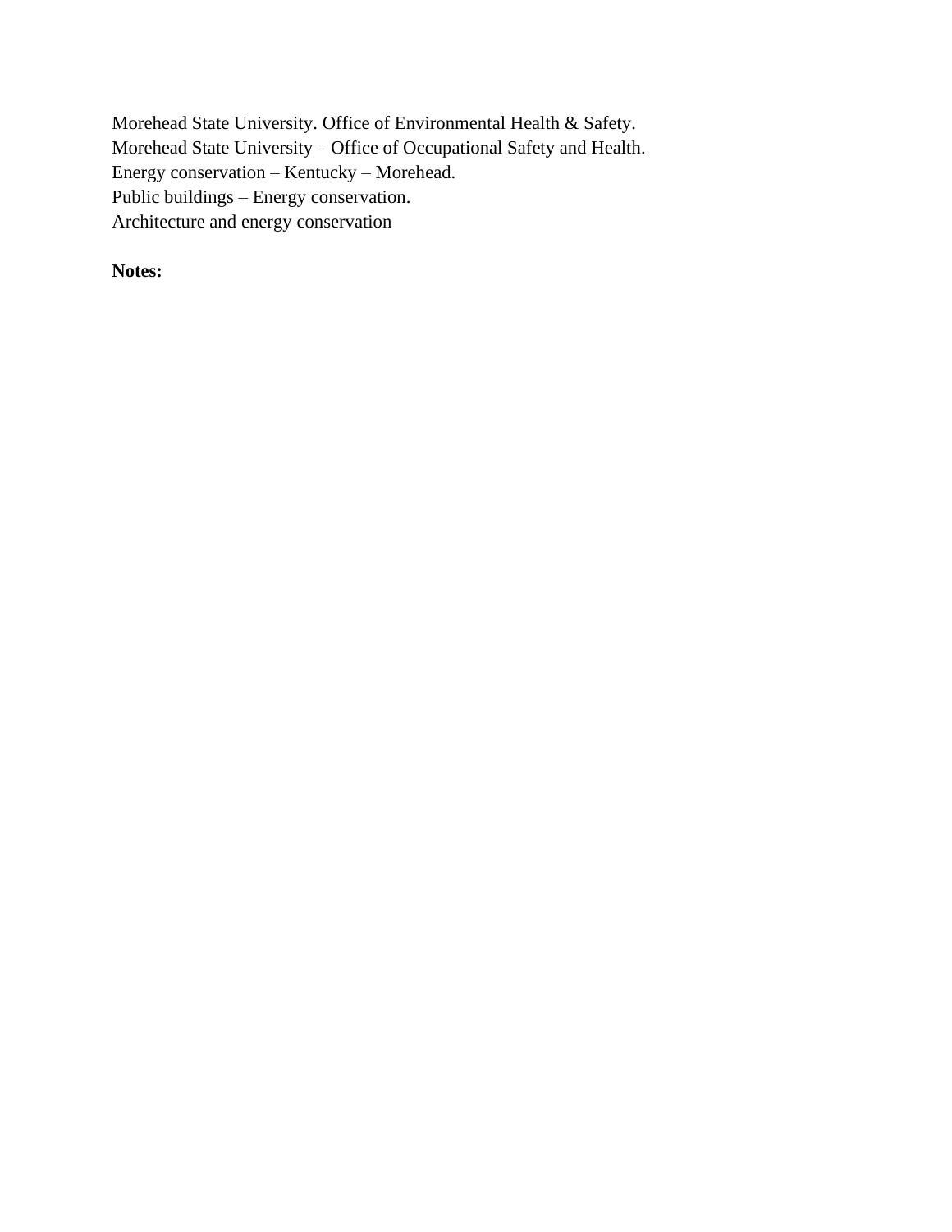Morehead State University. Office of Environmental Health & Safety.
Morehead State University – Office of Occupational Safety and Health.
Energy conservation – Kentucky – Morehead.
Public buildings – Energy conservation.
Architecture and energy conservation

**Notes:**